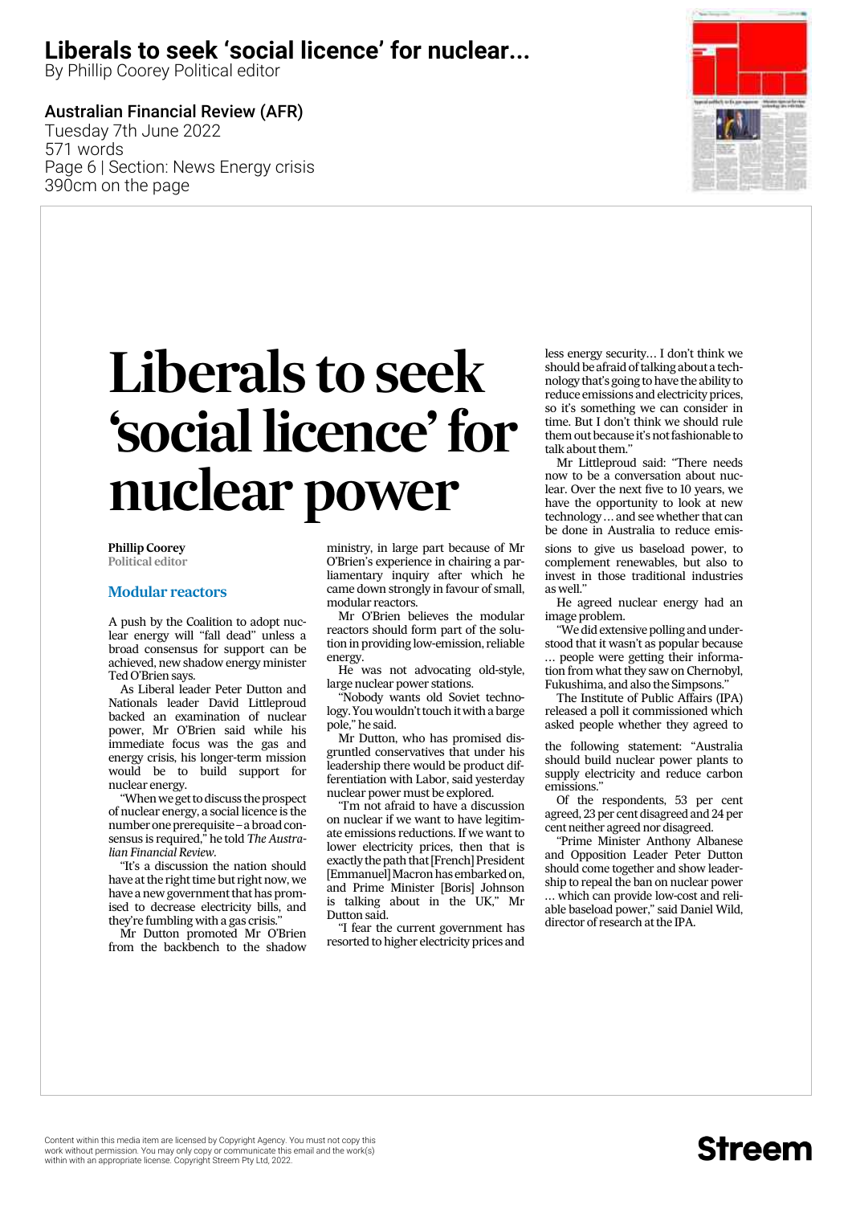# Liberals to seek 'social licence' for nuclear...

By Phillip Coorey Political editor

Australian Financial Review (AFR)
Tuesday 7th June 2022
571 words
Page 6 | Section: News Energy crisis
390cm on the page

# Liberals to seek 'social licence' for nuclear power

**Phillip Coorey**
Political editor

## Modular reactors

A push by the Coalition to adopt nuclear energy will "fall dead" unless a broad consensus for support can be achieved, new shadow energy minister Ted O'Brien says.

As Liberal leader Peter Dutton and Nationals leader David Littleproud backed an examination of nuclear power, Mr O'Brien said while his immediate focus was the gas and energy crisis, his longer-term mission would be to build support for nuclear energy.

"When we get to discuss the prospect of nuclear energy, a social licence is the number one prerequisite – a broad consensus is required," he told *The Australian Financial Review*.

"It's a discussion the nation should have at the right time but right now, we have a new government that has promised to decrease electricity bills, and they're fumbling with a gas crisis."

Mr Dutton promoted Mr O'Brien from the backbench to the shadow ministry, in large part because of Mr O'Brien's experience in chairing a parliamentary inquiry after which he came down strongly in favour of small, modular reactors.

Mr O'Brien believes the modular reactors should form part of the solution in providing low-emission, reliable energy.

He was not advocating old-style, large nuclear power stations.

"Nobody wants old Soviet technology. You wouldn't touch it with a barge pole," he said.

Mr Dutton, who has promised disgruntled conservatives that under his leadership there would be product differentiation with Labor, said yesterday nuclear power must be explored.

"I'm not afraid to have a discussion on nuclear if we want to have legitimate emissions reductions. If we want to lower electricity prices, then that is exactly the path that [French] President [Emmanuel] Macron has embarked on, and Prime Minister [Boris] Johnson is talking about in the UK," Mr Dutton said.

"I fear the current government has resorted to higher electricity prices and less energy security… I don't think we should be afraid of talking about a technology that's going to have the ability to reduce emissions and electricity prices, so it's something we can consider in time. But I don't think we should rule them out because it's not fashionable to talk about them."

Mr Littleproud said: "There needs now to be a conversation about nuclear. Over the next five to 10 years, we have the opportunity to look at new technology … and see whether that can be done in Australia to reduce emissions to give us baseload power, to complement renewables, but also to invest in those traditional industries as well."

He agreed nuclear energy had an image problem.

"We did extensive polling and understood that it wasn't as popular because … people were getting their information from what they saw on Chernobyl, Fukushima, and also the Simpsons."

The Institute of Public Affairs (IPA) released a poll it commissioned which asked people whether they agreed to the following statement: "Australia should build nuclear power plants to supply electricity and reduce carbon emissions."

Of the respondents, 53 per cent agreed, 23 per cent disagreed and 24 per cent neither agreed nor disagreed.

"Prime Minister Anthony Albanese and Opposition Leader Peter Dutton should come together and show leadership to repeal the ban on nuclear power … which can provide low-cost and reliable baseload power," said Daniel Wild, director of research at the IPA.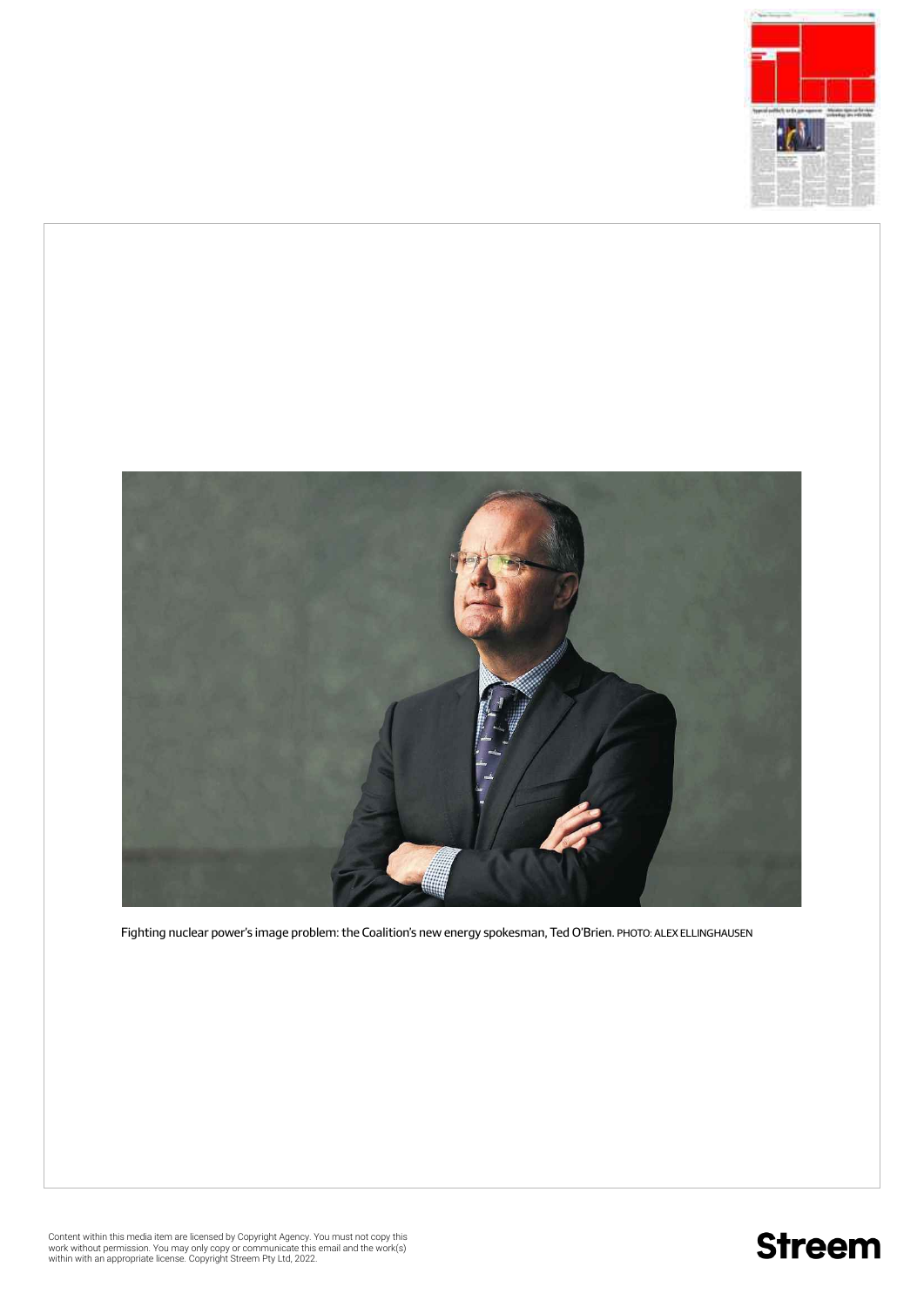Fighting nuclear power's image problem: the Coalition's new energy spokesman, Ted O'Brien. PHOTO: ALEX ELLINGHAUSEN

Content within this media item are licensed by Copyright Agency. You must not copy this work without permission. You may only copy or communicate this email and the work(s) within with an appropriate license. Copyright Streem Pty Ltd, 2022.